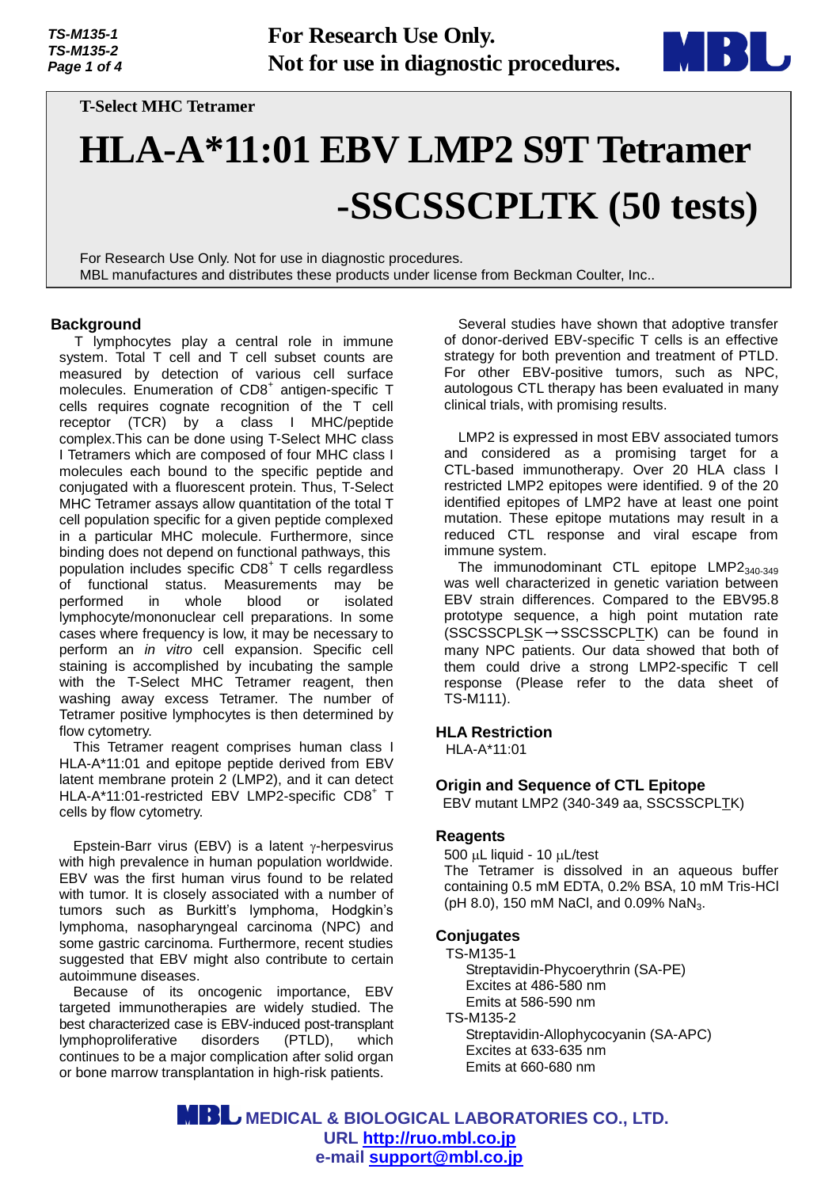**For Research Use Only.**
**Not for use in diagnostic procedures.**

**T-Select MHC Tramer**

# HLA-A*11:01 EBV LMP2 S9T Tetramer -SSCSSCPLTK (50 tests)

For Research Use Only. Not for use in diagnostic procedures.
MBL manufactures and distributes these products under license from Beckman Coulter, Inc..

## Background

T lymphocytes play a central role in immune system. Total T cell and T cell subset counts are measured by detection of various cell surface molecules. Enumeration of $CD8^+$ antigen-specific T cells requires cognate recognition of the T cell receptor (TCR) by a class I MHC/peptide complex.This can be done using T-Select MHC class I Tetramers which are composed of four MHC class I molecules each bound to the specific peptide and conjugated with a fluorescent protein. Thus, T-Select MHC Tetramer assays allow quantitation of the total T cell population specific for a given peptide complexed in a particular MHC molecule. Furthermore, since binding does not depend on functional pathways, this population includes specific $CD8^+$ T cells regardless of functional status. Measurements may be performed in whole blood or isolated lymphocyte/mononuclear cell preparations. In some cases where frequency is low, it may be necessary to perform an *in vitro* cell expansion. Specific cell staining is accomplished by incubating the sample with the T-Select MHC Tetramer reagent, then washing away excess Tetramer. The number of Tetramer positive lymphocytes is then determined by flow cytometry.

This Tetramer reagent comprises human class I HLA-A*11:01 and epitope peptide derived from EBV latent membrane protein 2 (LMP2), and it can detect HLA-A*11:01-restricted EBV LMP2-specific $CD8^+$ T cells by flow cytometry.

Epstein-Barr virus (EBV) is a latent $\gamma$-herpesvirus with high prevalence in human population worldwide. EBV was the first human virus found to be related with tumor. It is closely associated with a number of tumors such as Burkitt's lymphoma, Hodgkin's lymphoma, nasopharyngeal carcinoma (NPC) and some gastric carcinoma. Furthermore, recent studies suggested that EBV might also contribute to certain autoimmune diseases.

Because of its oncogenic importance, EBV targeted immunotherapies are widely studied. The best characterized case is EBV-induced post-transplant lymphoproliferative disorders (PTLD), which continues to be a major complication after solid organ or bone marrow transplantation in high-risk patients.

Several studies have shown that adoptive transfer of donor-derived EBV-specific T cells is an effective strategy for both prevention and treatment of PTLD. For other EBV-positive tumors, such as NPC, autologous CTL therapy has been evaluated in many clinical trials, with promising results.

LMP2 is expressed in most EBV associated tumors and considered as a promising target for a CTL-based immunotherapy. Over 20 HLA class I restricted LMP2 epitopes were identified. 9 of the 20 identified epitopes of LMP2 have at least one point mutation. These epitope mutations may result in a reduced CTL response and viral escape from immune system.

The immunodominant CTL epitope $LMP2_{340\text{-}349}$ was well characterized in genetic variation between EBV strain differences. Compared to the EBV95.8 prototype sequence, a high point mutation rate (SSCSSCPLSK→SSCSSCPLTK) can be found in many NPC patients. Our data showed that both of them could drive a strong LMP2-specific T cell response (Please refer to the data sheet of TS-M111).

## HLA Restriction

HLA-A*11:01

## Origin and Sequence of CTL Epitope

EBV mutant LMP2 (340-349 aa, SSCSSCPLTK)

## Reagents

500 µL liquid - 10 µL/test

The Tetramer is dissolved in an aqueous buffer containing 0.5 mM EDTA, 0.2% BSA, 10 mM Tris-HCl (pH 8.0), 150 mM NaCl, and 0.09% $NaN_3$.

## Conjugates

TS-M135-1
- Streptavidin-Phycoerythrin (SA-PE)
- Excites at 486-580 nm
- Emits at 586-590 nm

TS-M135-2
- Streptavidin-Allophycocyanin (SA-APC)
- Excites at 633-635 nm
- Emits at 660-680 nm

**MEDICAL & BIOLOGICAL LABORATORIES CO., LTD.**
URL http://ruo.mbl.co.jp
e-mail support@mbl.co.jp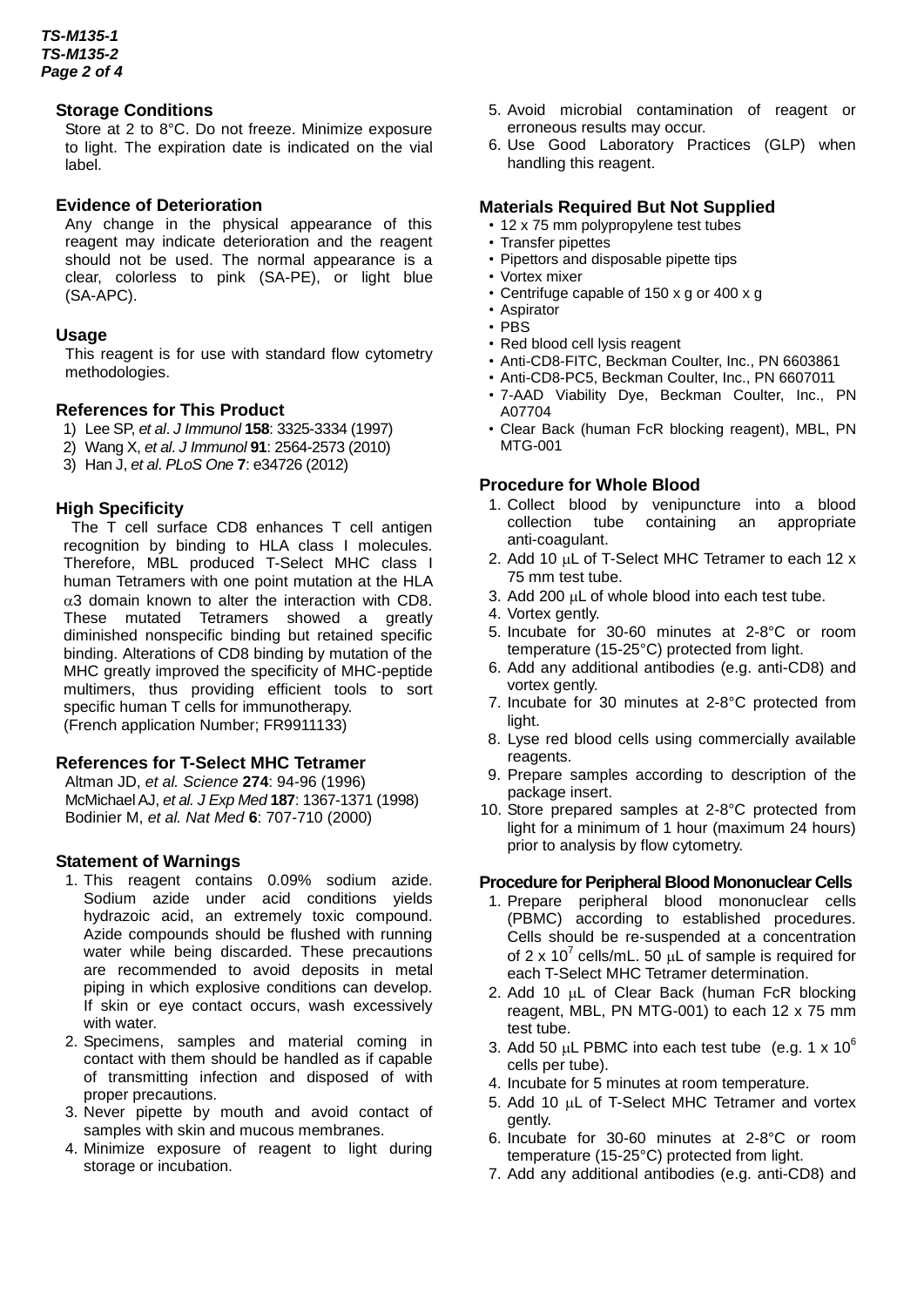## Storage Conditions

Store at 2 to 8°C. Do not freeze. Minimize exposure to light. The expiration date is indicated on the vial label.

## Evidence of Deterioration

Any change in the physical appearance of this reagent may indicate deterioration and the reagent should not be used. The normal appearance is a clear, colorless to pink (SA-PE), or light blue (SA-APC).

## Usage

This reagent is for use with standard flow cytometry methodologies.

## References for This Product

1) Lee SP, *et al*. *J Immunol* **158**: 3325-3334 (1997)
2) Wang X, *et al*. *J Immunol* **91**: 2564-2573 (2010)
3) Han J, *et al*. *PLoS One* **7**: e34726 (2012)

## High Specificity

The T cell surface CD8 enhances T cell antigen recognition by binding to HLA class I molecules. Therefore, MBL produced T-Select MHC class I human Tetramers with one point mutation at the HLA $\alpha$3 domain known to alter the interaction with CD8. These mutated Tetramers showed a greatly diminished nonspecific binding but retained specific binding. Alterations of CD8 binding by mutation of the MHC greatly improved the specificity of MHC-peptide multimers, thus providing efficient tools to sort specific human T cells for immunotherapy.
(French application Number; FR9911133)

## References for T-Select MHC Tetramer

Altman JD, *et al. Science* **274**: 94-96 (1996)
McMichael AJ, *et al. J Exp Med* **187**: 1367-1371 (1998)
Bodinier M, *et al. Nat Med* **6**: 707-710 (2000)

## Statement of Warnings

1. This reagent contains 0.09% sodium azide. Sodium azide under acid conditions yields hydrazoic acid, an extremely toxic compound. Azide compounds should be flushed with running water while being discarded. These precautions are recommended to avoid deposits in metal piping in which explosive conditions can develop. If skin or eye contact occurs, wash excessively with water.
2. Specimens, samples and material coming in contact with them should be handled as if capable of transmitting infection and disposed of with proper precautions.
3. Never pipette by mouth and avoid contact of samples with skin and mucous membranes.
4. Minimize exposure of reagent to light during storage or incubation.
5. Avoid microbial contamination of reagent or erroneous results may occur.
6. Use Good Laboratory Practices (GLP) when handling this reagent.

## Materials Required But Not Supplied

- 12 x 75 mm polypropylene test tubes
- Transfer pipettes
- Pipettors and disposable pipette tips
- Vortex mixer
- Centrifuge capable of 150 x g or 400 x g
- Aspirator
- PBS
- Red blood cell lysis reagent
- Anti-CD8-FITC, Beckman Coulter, Inc., PN 6603861
- Anti-CD8-PC5, Beckman Coulter, Inc., PN 6607011
- 7-AAD Viability Dye, Beckman Coulter, Inc., PN A07704
- Clear Back (human FcR blocking reagent), MBL, PN MTG-001

## Procedure for Whole Blood

1. Collect blood by venipuncture into a blood collection tube containing an appropriate anti-coagulant.
2. Add 10 $\mu$L of T-Select MHC Tetramer to each 12 x 75 mm test tube.
3. Add 200 $\mu$L of whole blood into each test tube.
4. Vortex gently.
5. Incubate for 30-60 minutes at 2-8°C or room temperature (15-25°C) protected from light.
6. Add any additional antibodies (e.g. anti-CD8) and vortex gently.
7. Incubate for 30 minutes at 2-8°C protected from light.
8. Lyse red blood cells using commercially available reagents.
9. Prepare samples according to description of the package insert.
10. Store prepared samples at 2-8°C protected from light for a minimum of 1 hour (maximum 24 hours) prior to analysis by flow cytometry.

## Procedure for Peripheral Blood Mononuclear Cells

1. Prepare peripheral blood mononuclear cells (PBMC) according to established procedures. Cells should be re-suspended at a concentration of $2 \times 10^7$ cells/mL. 50 $\mu$L of sample is required for each T-Select MHC Tetramer determination.
2. Add 10 $\mu$L of Clear Back (human FcR blocking reagent, MBL, PN MTG-001) to each 12 x 75 mm test tube.
3. Add 50 $\mu$L PBMC into each test tube (e.g. $1 \times 10^6$ cells per tube).
4. Incubate for 5 minutes at room temperature.
5. Add 10 $\mu$L of T-Select MHC Tetramer and vortex gently.
6. Incubate for 30-60 minutes at 2-8°C or room temperature (15-25°C) protected from light.
7. Add any additional antibodies (e.g. anti-CD8) and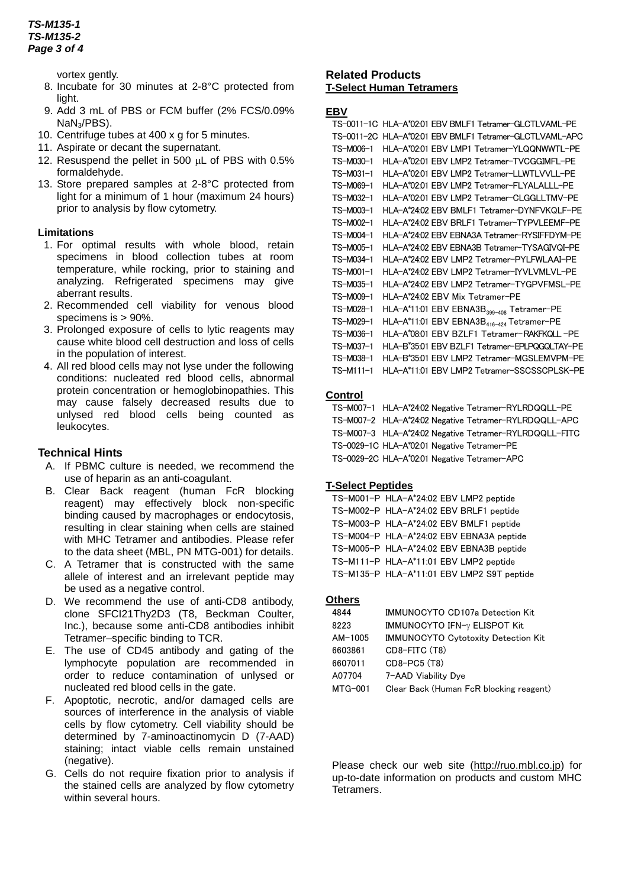vortex gently.

8. Incubate for 30 minutes at 2-8°C protected from light.
9. Add 3 mL of PBS or FCM buffer (2% FCS/0.09% $NaN_3$/PBS).
10. Centrifuge tubes at 400 x g for 5 minutes.
11. Aspirate or decant the supernatant.
12. Resuspend the pellet in 500 μL of PBS with 0.5% formaldehyde.
13. Store prepared samples at 2-8°C protected from light for a minimum of 1 hour (maximum 24 hours) prior to analysis by flow cytometry.

### Limitations

1. For optimal results with whole blood, retain specimens in blood collection tubes at room temperature, while rocking, prior to staining and analyzing. Refrigerated specimens may give aberrant results.
2. Recommended cell viability for venous blood specimens is > 90%.
3. Prolonged exposure of cells to lytic reagents may cause white blood cell destruction and loss of cells in the population of interest.
4. All red blood cells may not lyse under the following conditions: nucleated red blood cells, abnormal protein concentration or hemoglobinopathies. This may cause falsely decreased results due to unlysed red blood cells being counted as leukocytes.

### Technical Hints

A. If PBMC culture is needed, we recommend the use of heparin as an anti-coagulant.

B. Clear Back reagent (human FcR blocking reagent) may effectively block non-specific binding caused by macrophages or endocytosis, resulting in clear staining when cells are stained with MHC Tetramer and antibodies. Please refer to the data sheet (MBL, PN MTG-001) for details.

C. A Tetramer that is constructed with the same allele of interest and an irrelevant peptide may be used as a negative control.

D. We recommend the use of anti-CD8 antibody, clone SFCI21Thy2D3 (T8, Beckman Coulter, Inc.), because some anti-CD8 antibodies inhibit Tetramer–specific binding to TCR.

E. The use of CD45 antibody and gating of the lymphocyte population are recommended in order to reduce contamination of unlysed or nucleated red blood cells in the gate.

F. Apoptotic, necrotic, and/or damaged cells are sources of interference in the analysis of viable cells by flow cytometry. Cell viability should be determined by 7-aminoactinomycin D (7-AAD) staining; intact viable cells remain unstained (negative).

G. Cells do not require fixation prior to analysis if the stained cells are analyzed by flow cytometry within several hours.

## Related Products

**T-Select Human Tetramers**

**EBV**

| | |
|---|---|
| TS-0011-1C | HLA-A*02:01 EBV BMLF1 Tetramer-GLCTLVAML-PE |
| TS-0011-2C | HLA-A*02:01 EBV BMLF1 Tetramer-GLCTLVAML-APC |
| TS-M006-1 | HLA-A*02:01 EBV LMP1 Tetramer-YLQQNWWTL-PE |
| TS-M030-1 | HLA-A*02:01 EBV LMP2 Tetramer-TVCGGIMFL-PE |
| TS-M031-1 | HLA-A*02:01 EBV LMP2 Tetramer-LLWTLVVLL-PE |
| TS-M069-1 | HLA-A*02:01 EBV LMP2 Tetramer-FLYALALLL-PE |
| TS-M032-1 | HLA-A*02:01 EBV LMP2 Tetramer-CLGGLLTMV-PE |
| TS-M003-1 | HLA-A*24:02 EBV BMLF1 Tetramer-DYNFVKQLF-PE |
| TS-M002-1 | HLA-A*24:02 EBV BRLF1 Tetramer-TYPVLEEMF-PE |
| TS-M004-1 | HLA-A*24:02 EBV EBNA3A Tetramer-RYSIFFDYM-PE |
| TS-M005-1 | HLA-A*24:02 EBV EBNA3B Tetramer-TYSAGIVQI-PE |
| TS-M034-1 | HLA-A*24:02 EBV LMP2 Tetramer-PYLFWLAAI-PE |
| TS-M001-1 | HLA-A*24:02 EBV LMP2 Tetramer-IYVLVMLVL-PE |
| TS-M035-1 | HLA-A*24:02 EBV LMP2 Tetramer-TYGPVFMSL-PE |
| TS-M009-1 | HLA-A*24:02 EBV Mix Tetramer-PE |
| TS-M028-1 | HLA-A*11:01 EBV EBNA3B$_{399-408}$ Tetramer-PE |
| TS-M029-1 | HLA-A*11:01 EBV EBNA3B$_{416-424}$ Tetramer-PE |
| TS-M036-1 | HLA-A*08:01 EBV BZLF1 Tetramer-RAKFKQLL-PE |
| TS-M037-1 | HLA-B*35:01 EBV BZLF1 Tetramer-EPLPQGQLTAY-PE |
| TS-M038-1 | HLA-B*35:01 EBV LMP2 Tetramer-MGSLEMVPM-PE |
| TS-M111-1 | HLA-A*11:01 EBV LMP2 Tetramer-SSCSSCPLSK-PE |

**Control**

| | |
|---|---|
| TS-M007-1 | HLA-A*24:02 Negative Tetramer-RYLRDQQLL-PE |
| TS-M007-2 | HLA-A*24:02 Negative Tetramer-RYLRDQQLL-APC |
| TS-M007-3 | HLA-A*24:02 Negative Tetramer-RYLRDQQLL-FITC |
| TS-0029-1C | HLA-A*02:01 Negative Tetramer-PE |
| TS-0029-2C | HLA-A*02:01 Negative Tetramer-APC |

**T-Select Peptides**

| | |
|---|---|
| TS-M001-P | HLA-A*24:02 EBV LMP2 peptide |
| TS-M002-P | HLA-A*24:02 EBV BRLF1 peptide |
| TS-M003-P | HLA-A*24:02 EBV BMLF1 peptide |
| TS-M004-P | HLA-A*24:02 EBV EBNA3A peptide |
| TS-M005-P | HLA-A*24:02 EBV EBNA3B peptide |
| TS-M111-P | HLA-A*11:01 EBV LMP2 peptide |
| TS-M135-P | HLA-A*11:01 EBV LMP2 S9T peptide |

**Others**

| | |
|---|---|
| 4844 | IMMUNOCYTO CD107a Detection Kit |
| 8223 | IMMUNOCYTO IFN-γ ELISPOT Kit |
| AM-1005 | IMMUNOCYTO Cytotoxity Detection Kit |
| 6603861 | CD8-FITC (T8) |
| 6607011 | CD8-PC5 (T8) |
| A07704 | 7-AAD Viability Dye |
| MTG-001 | Clear Back (Human FcR blocking reagent) |

Please check our web site (http://ruo.mbl.co.jp) for up-to-date information on products and custom MHC Tetramers.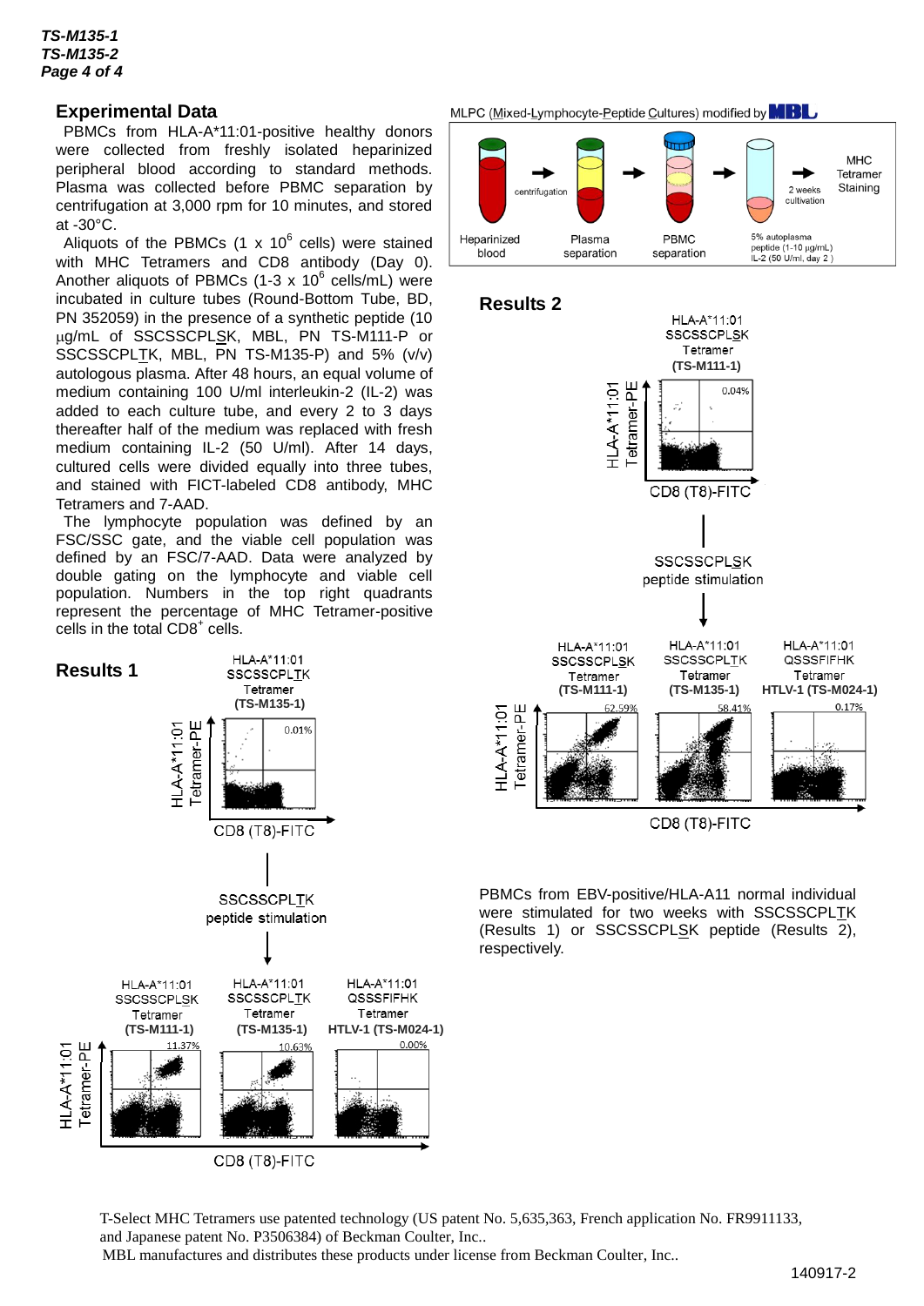## Experimental Data

PBMCs from HLA-A*11:01-positive healthy donors were collected from freshly isolated heparinized peripheral blood according to standard methods. Plasma was collected before PBMC separation by centrifugation at 3,000 rpm for 10 minutes, and stored at -30°C.

Aliquots of the PBMCs (1 x $10^6$ cells) were stained with MHC Tetramers and CD8 antibody (Day 0). Another aliquots of PBMCs (1-3 x $10^6$ cells/mL) were incubated in culture tubes (Round-Bottom Tube, BD, PN 352059) in the presence of a synthetic peptide (10 μg/mL of SSCSSCPLSK, MBL, PN TS-M111-P or SSCSSCPLTK, MBL, PN TS-M135-P) and 5% (v/v) autologous plasma. After 48 hours, an equal volume of medium containing 100 U/ml interleukin-2 (IL-2) was added to each culture tube, and every 2 to 3 days thereafter half of the medium was replaced with fresh medium containing IL-2 (50 U/ml). After 14 days, cultured cells were divided equally into three tubes, and stained with FICT-labeled CD8 antibody, MHC Tetramers and 7-AAD.

The lymphocyte population was defined by an FSC/SSC gate, and the viable cell population was defined by an FSC/7-AAD. Data were analyzed by double gating on the lymphocyte and viable cell population. Numbers in the top right quadrants represent the percentage of MHC Tetramer-positive cells in the total CD8+ cells.

MLPC (Mixed-Lymphocyte-Peptide Cultures) modified by MBL

Heparinized blood → centrifugation → Plasma separation → PBMC separation → 5% autoplasma peptide (1-10 μg/mL) IL-2 (50 U/ml, day 2) → 2 weeks cultivation → MHC Tetramer Staining

## Results 1

HLA-A*11:01 SSCSSCPLTK Tetramer (TS-M135-1)

0.01%

HLA-A*11:01 Tetramer-PE

CD8 (T8)-FITC

SSCSSCPLTK peptide stimulation

HLA-A*11:01 SSCSSCPLSK Tetramer (TS-M111-1) 11.37%

HLA-A*11:01 SSCSSCPLTK Tetramer (TS-M135-1) 10.63%

HLA-A*11:01 QSSSFIFHK Tetramer HTLV-1 (TS-M024-1) 0.00%

## Results 2

HLA-A*11:01 SSCSSCPLSK Tetramer (TS-M111-1)

0.04%

HLA-A*11:01 Tetramer-PE

CD8 (T8)-FITC

SSCSSCPLSK peptide stimulation

HLA-A*11:01 SSCSSCPLSK Tetramer (TS-M111-1) 62.59%

HLA-A*11:01 SSCSSCPLTK Tetramer (TS-M135-1) 58.41%

HLA-A*11:01 QSSSFIFHK Tetramer HTLV-1 (TS-M024-1) 0.17%

PBMCs from EBV-positive/HLA-A11 normal individual were stimulated for two weeks with SSCSSCPLTK (Results 1) or SSCSSCPLSK peptide (Results 2), respectively.

T-Select MHC Tetramers use patented technology (US patent No. 5,635,363, French application No. FR9911133, and Japanese patent No. P3506384) of Beckman Coulter, Inc..
MBL manufactures and distributes these products under license from Beckman Coulter, Inc..

140917-2